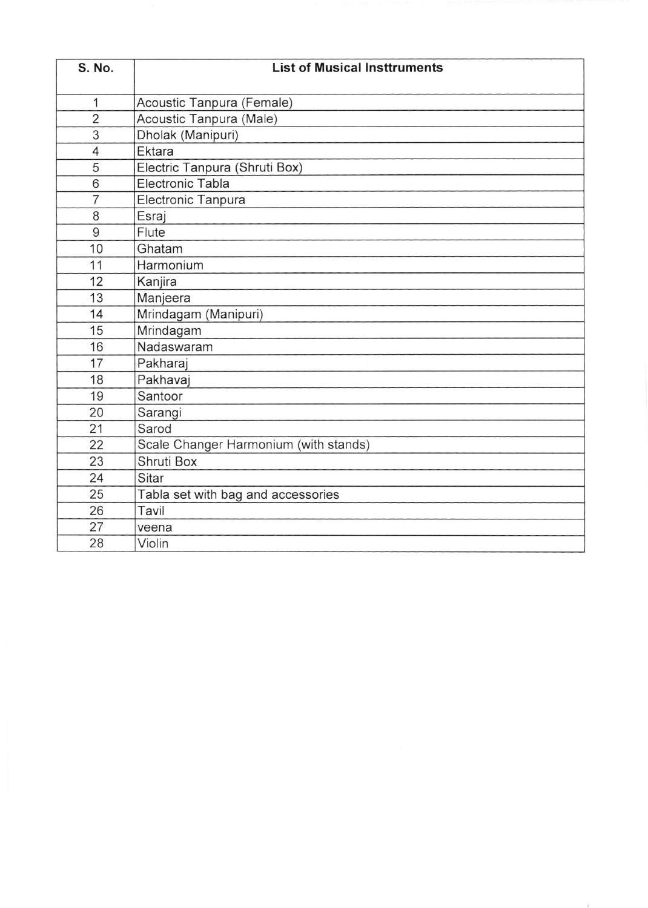| S. No. | List of Musical Insttruments |
|---|---|
| 1 | Acoustic Tanpura (Female) |
| 2 | Acoustic Tanpura (Male) |
| 3 | Dholak (Manipuri) |
| 4 | Ektara |
| 5 | Electric Tanpura (Shruti Box) |
| 6 | Electronic Tabla |
| 7 | Electronic Tanpura |
| 8 | Esraj |
| 9 | Flute |
| 10 | Ghatam |
| 11 | Harmonium |
| 12 | Kanjira |
| 13 | Manjeera |
| 14 | Mrindagam (Manipuri) |
| 15 | Mrindagam |
| 16 | Nadaswaram |
| 17 | Pakharaj |
| 18 | Pakhavaj |
| 19 | Santoor |
| 20 | Sarangi |
| 21 | Sarod |
| 22 | Scale Changer Harmonium (with stands) |
| 23 | Shruti Box |
| 24 | Sitar |
| 25 | Tabla set with bag and accessories |
| 26 | Tavil |
| 27 | veena |
| 28 | Violin |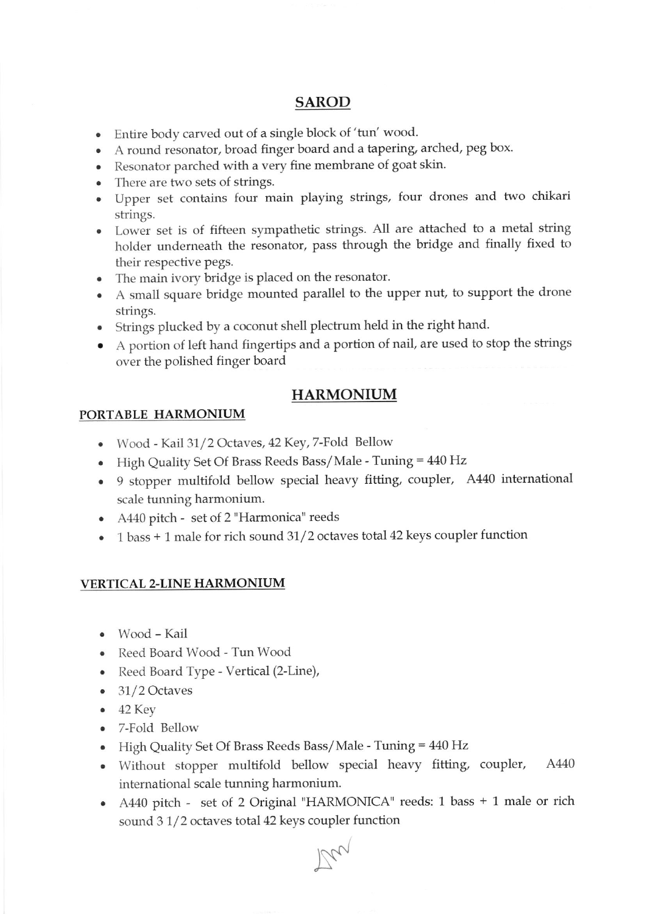## SAROD

- Entire body carved out of a single block of 'tun' wood.
- A round resonator, broad finger board and a tapering, arched, peg box.
- Resonator parched with a very fine membrane of goat skin.
- There are two sets of strings.
- Upper set contains four main playing strings, four drones and two chikari strings.
- Lower set is of fifteen sympathetic strings. All are attached to a metal string holder underneath the resonator, pass through the bridge and finally fixed to their respective pegs.
- The main ivory bridge is placed on the resonator.
- A small square bridge mounted parallel to the upper nut, to support the drone strings.
- Strings plucked by a coconut shell plectrum held in the right hand.
- A portion of left hand fingertips and a portion of nail, are used to stop the strings over the polished finger board

## HARMONIUM

### PORTABLE HARMONIUM

- Wood - Kail 31/2 Octaves, 42 Key, 7-Fold Bellow
- High Quality Set Of Brass Reeds Bass/Male - Tuning = 440 Hz
- 9 stopper multifold bellow special heavy fitting, coupler, A440 international scale tunning harmonium.
- A440 pitch - set of 2 "Harmonica" reeds
- 1 bass + 1 male for rich sound 31/2 octaves total 42 keys coupler function

### VERTICAL 2-LINE HARMONIUM

- Wood – Kail
- Reed Board Wood - Tun Wood
- Reed Board Type - Vertical (2-Line),
- 31/2 Octaves
- 42 Key
- 7-Fold Bellow
- High Quality Set Of Brass Reeds Bass/Male - Tuning = 440 Hz
- Without stopper multifold bellow special heavy fitting, coupler, A440 international scale tunning harmonium.
- A440 pitch - set of 2 Original "HARMONICA" reeds: 1 bass + 1 male or rich sound 3 1/2 octaves total 42 keys coupler function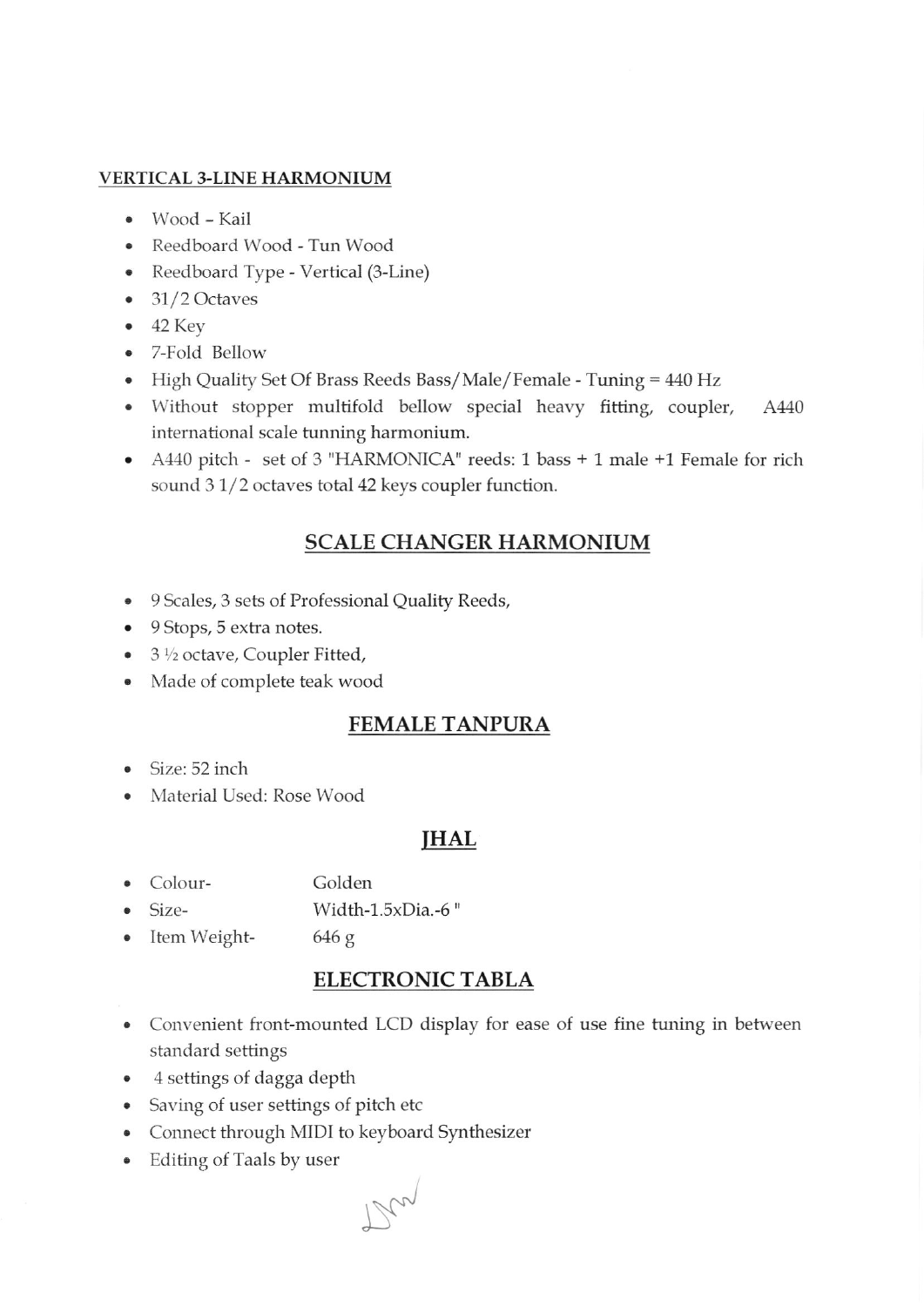## VERTICAL 3-LINE HARMONIUM

- Wood – Kail
- Reedboard Wood - Tun Wood
- Reedboard Type - Vertical (3-Line)
- 31/2 Octaves
- 42 Key
- 7-Fold Bellow
- High Quality Set Of Brass Reeds Bass/Male/Female - Tuning = 440 Hz
- Without stopper multifold bellow special heavy fitting, coupler, A440 international scale tunning harmonium.
- A440 pitch - set of 3 "HARMONICA" reeds: 1 bass + 1 male +1 Female for rich sound 3 1/2 octaves total 42 keys coupler function.

## SCALE CHANGER HARMONIUM

- 9 Scales, 3 sets of Professional Quality Reeds,
- 9 Stops, 5 extra notes.
- 3 ½ octave, Coupler Fitted,
- Made of complete teak wood

## FEMALE TANPURA

- Size: 52 inch
- Material Used: Rose Wood

## JHAL

- Colour- Golden
- Size- Width-1.5xDia.-6 "
- Item Weight- 646 g

## ELECTRONIC TABLA

- Convenient front-mounted LCD display for ease of use fine tuning in between standard settings
- 4 settings of dagga depth
- Saving of user settings of pitch etc
- Connect through MIDI to keyboard Synthesizer
- Editing of Taals by user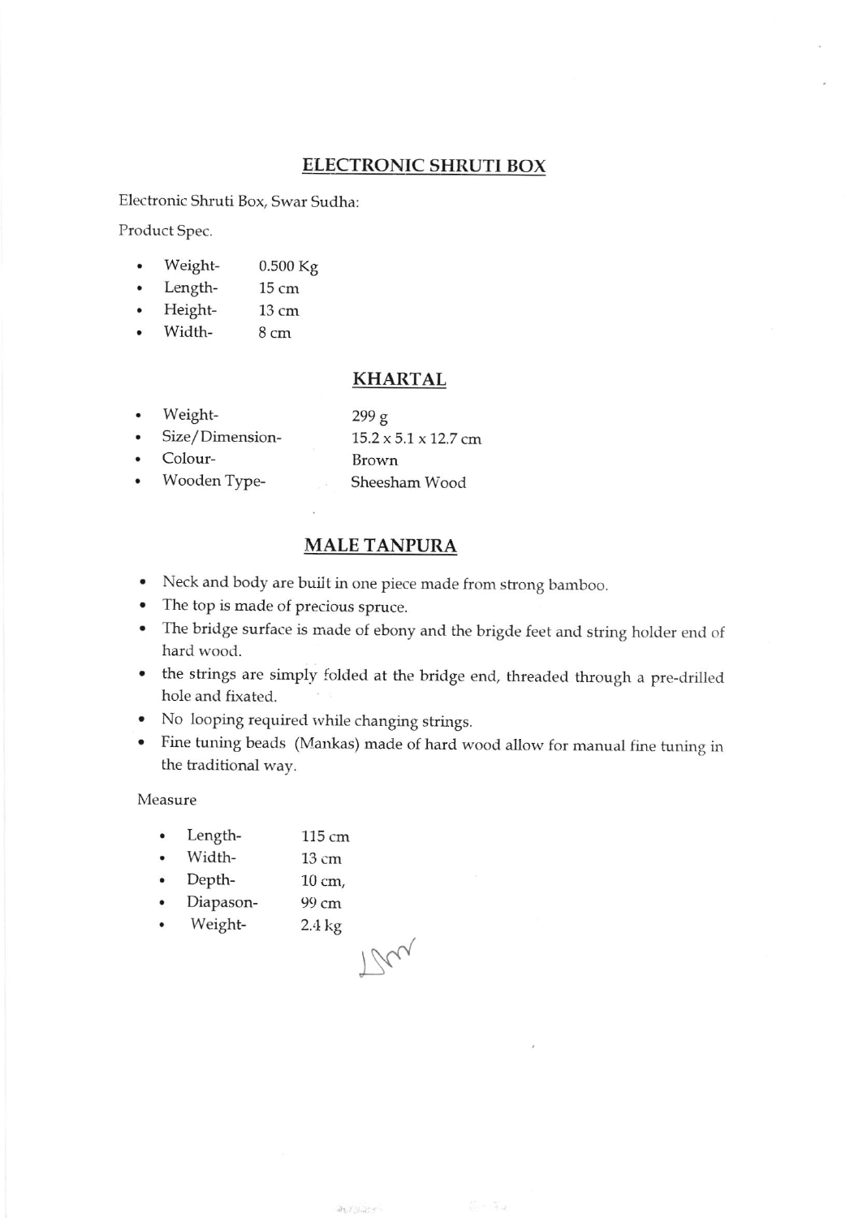## ELECTRONIC SHRUTI BOX

Electronic Shruti Box, Swar Sudha:

Product Spec.

- Weight- 0.500 Kg
- Length- 15 cm
- Height- 13 cm
- Width- 8 cm

## KHARTAL

- Weight- 299 g
- Size/Dimension- 15.2 x 5.1 x 12.7 cm
- Colour- Brown
- Wooden Type- Sheesham Wood

## MALE TANPURA

- Neck and body are built in one piece made from strong bamboo.
- The top is made of precious spruce.
- The bridge surface is made of ebony and the brigde feet and string holder end of hard wood.
- the strings are simply folded at the bridge end, threaded through a pre-drilled hole and fixated.
- No looping required while changing strings.
- Fine tuning beads (Mankas) made of hard wood allow for manual fine tuning in the traditional way.

Measure

- Length- 115 cm
- Width- 13 cm
- Depth- 10 cm,
- Diapason- 99 cm
- Weight- 2.4 kg